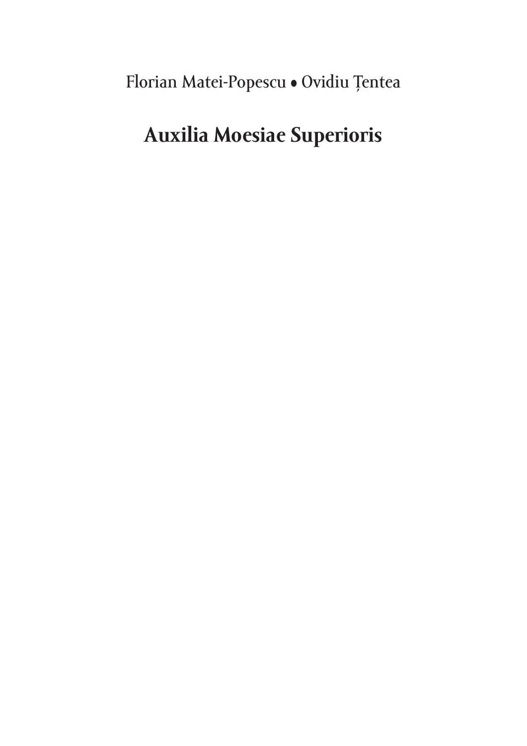Florian Matei-Popescu • Ovidiu Țentea

# Auxilia Moesiae Superioris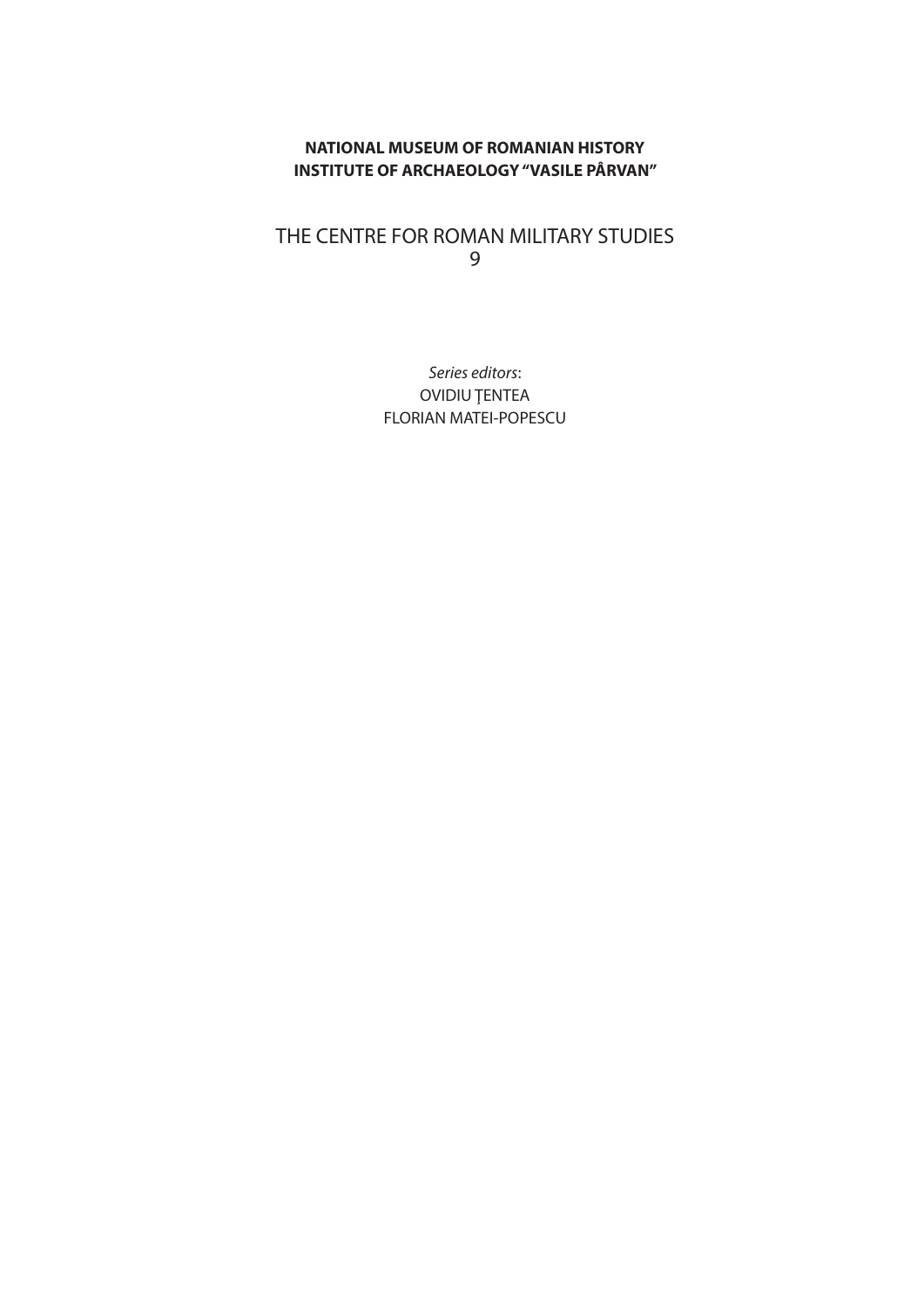**NATIONAL MUSEUM OF ROMANIAN HISTORY**
**INSTITUTE OF ARCHAEOLOGY "VASILE PÂRVAN"**

THE CENTRE FOR ROMAN MILITARY STUDIES
9

*Series editors*:
OVIDIU ŢENTEA
FLORIAN MATEI-POPESCU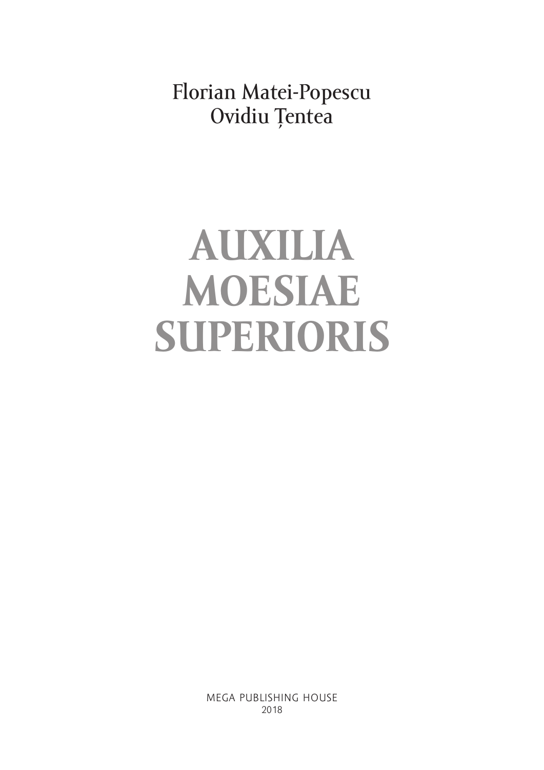Florian Matei-Popescu
Ovidiu Țentea

# AUXILIA MOESIAE SUPERIORIS

MEGA PUBLISHING HOUSE
2018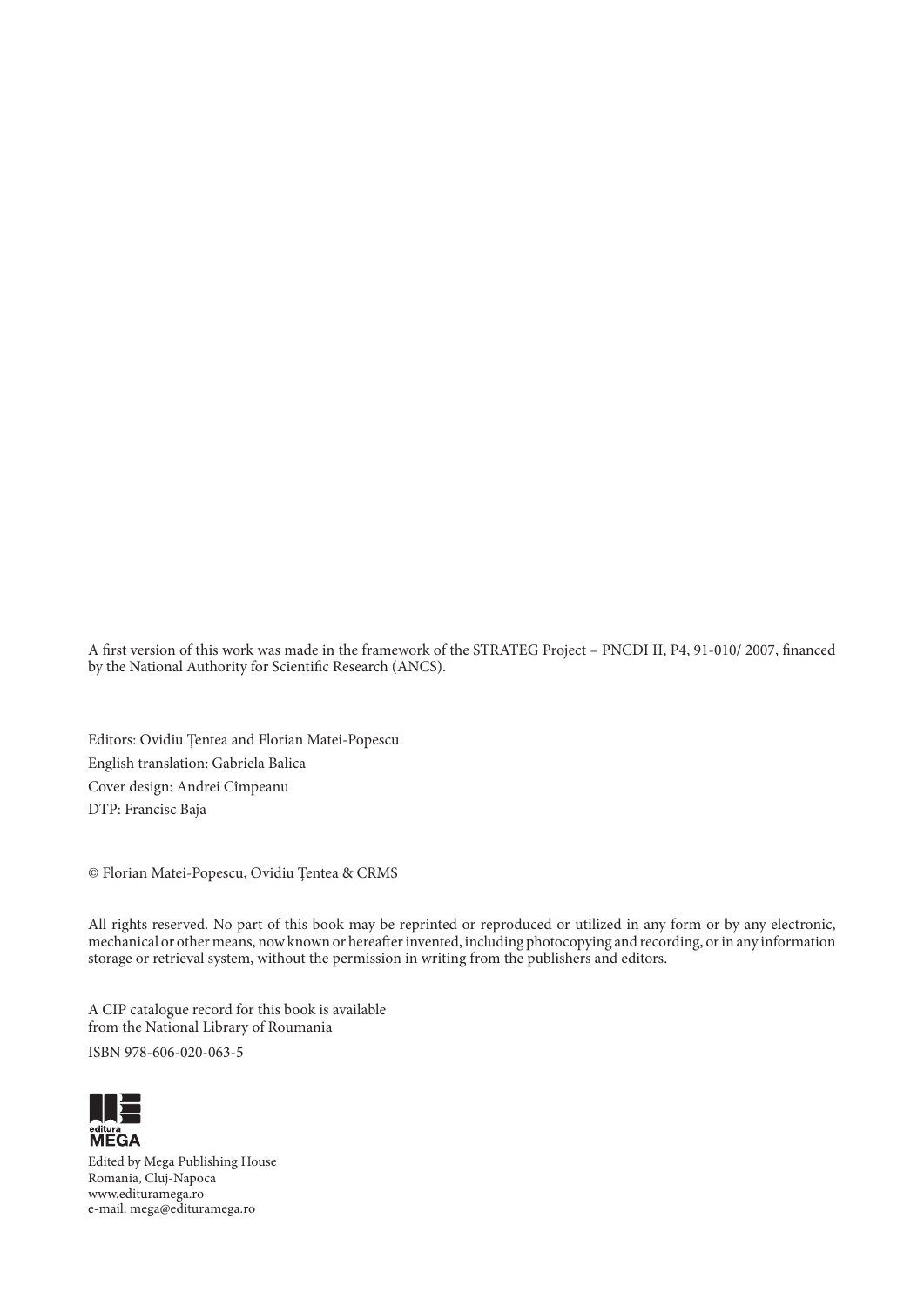A first version of this work was made in the framework of the STRATEG Project – PNCDI II, P4, 91-010/ 2007, financed by the National Authority for Scientific Research (ANCS).

Editors: Ovidiu Țentea and Florian Matei-Popescu

English translation: Gabriela Balica

Cover design: Andrei Cîmpeanu

DTP: Francisc Baja

© Florian Matei-Popescu, Ovidiu Țentea & CRMS

All rights reserved. No part of this book may be reprinted or reproduced or utilized in any form or by any electronic, mechanical or other means, now known or hereafter invented, including photocopying and recording, or in any information storage or retrieval system, without the permission in writing from the publishers and editors.

A CIP catalogue record for this book is available from the National Library of Roumania

ISBN 978-606-020-063-5

editura MEGA

Edited by Mega Publishing House
Romania, Cluj-Napoca
www.edituramega.ro
e-mail: mega@edituramega.ro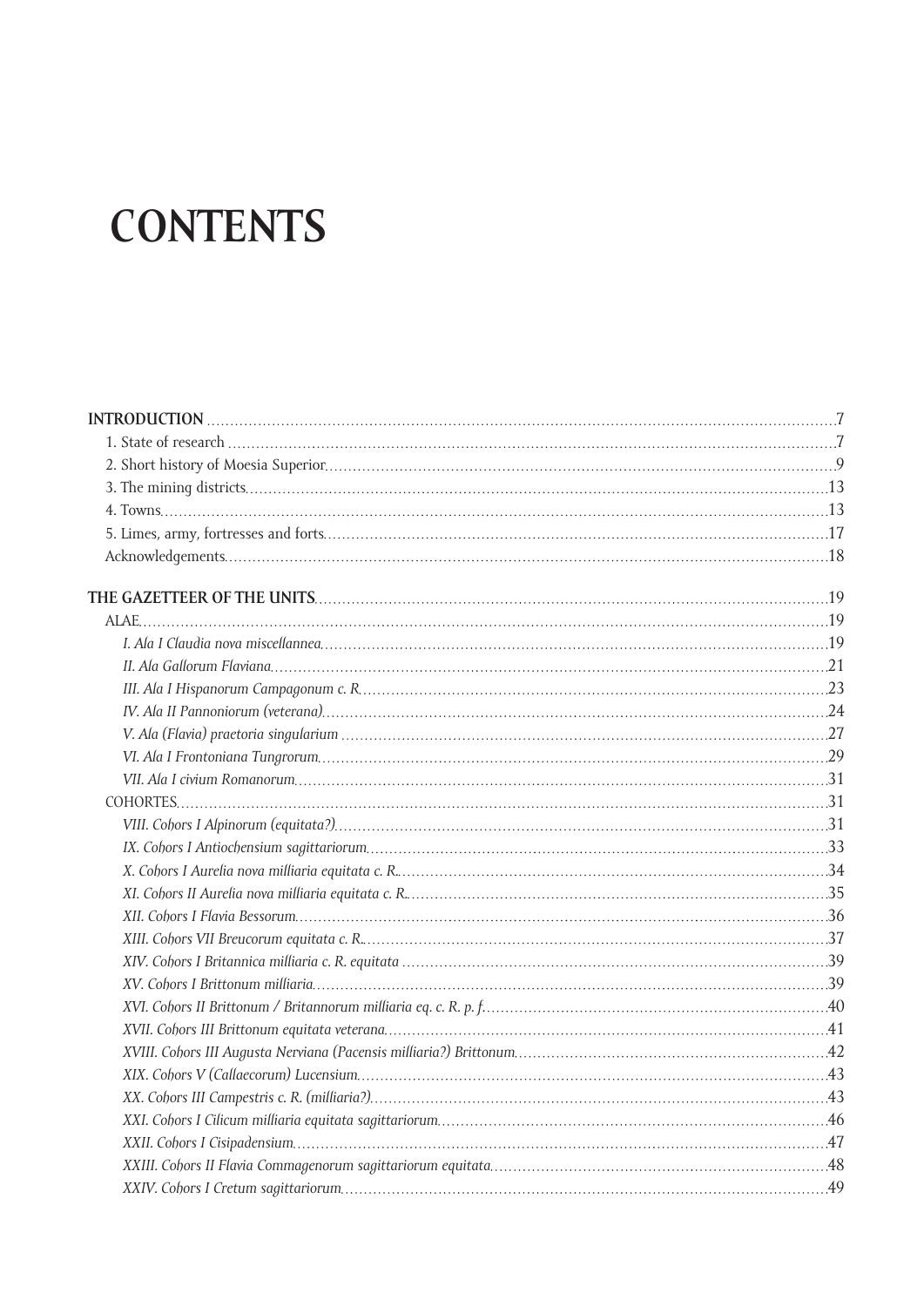# CONTENTS

**INTRODUCTION** .......... 7
- 1. State of research .......... 7
- 2. Short history of Moesia Superior .......... 9
- 3. The mining districts .......... 13
- 4. Towns .......... 13
- 5. Limes, army, fortresses and forts .......... 17
- Acknowledgements .......... 18

**THE GAZETTEER OF THE UNITS** .......... 19

ALAE .......... 19
- *I. Ala I Claudia nova miscellannea* .......... 19
- *II. Ala Gallorum Flaviana* .......... 21
- *III. Ala I Hispanorum Campagonum c. R.* .......... 23
- *IV. Ala II Pannoniorum (veterana)* .......... 24
- *V. Ala (Flavia) praetoria singularium* .......... 27
- *VI. Ala I Frontoniana Tungrorum* .......... 29
- *VII. Ala I civium Romanorum* .......... 31

COHORTES .......... 31
- *VIII. Cohors I Alpinorum (equitata?)* .......... 31
- *IX. Cohors I Antiochensium sagittariorum* .......... 33
- *X. Cohors I Aurelia nova milliaria equitata c. R.* .......... 34
- *XI. Cohors II Aurelia nova milliaria equitata c. R.* .......... 35
- *XII. Cohors I Flavia Bessorum* .......... 36
- *XIII. Cohors VII Breucorum equitata c. R.* .......... 37
- *XIV. Cohors I Britannica milliaria c. R. equitata* .......... 39
- *XV. Cohors I Brittonum milliaria* .......... 39
- *XVI. Cohors II Brittonum / Britannorum milliaria eq. c. R. p. f.* .......... 40
- *XVII. Cohors III Brittonum equitata veterana* .......... 41
- *XVIII. Cohors III Augusta Nerviana (Pacensis milliaria?) Brittonum* .......... 42
- *XIX. Cohors V (Callaecorum) Lucensium* .......... 43
- *XX. Cohors III Campestris c. R. (milliaria?)* .......... 43
- *XXI. Cohors I Cilicum milliaria equitata sagittariorum* .......... 46
- *XXII. Cohors I Cisipadensium* .......... 47
- *XXIII. Cohors II Flavia Commagenorum sagittariorum equitata* .......... 48
- *XXIV. Cohors I Cretum sagittariorum* .......... 49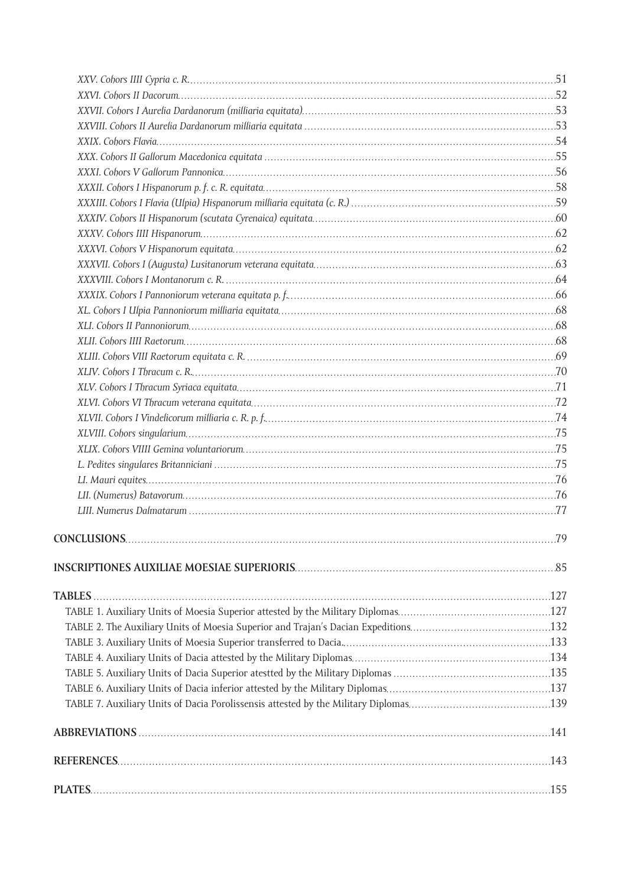*XXV. Cohors IIII Cypria c. R.* .....51
*XXVI. Cohors II Dacorum* .....52
*XXVII. Cohors I Aurelia Dardanorum (milliaria equitata)* .....53
*XXVIII. Cohors II Aurelia Dardanorum milliaria equitata* .....53
*XXIX. Cohors Flavia* .....54
*XXX. Cohors II Gallorum Macedonica equitata* .....55
*XXXI. Cohors V Gallorum Pannonica* .....56
*XXXII. Cohors I Hispanorum p. f. c. R. equitata* .....58
*XXXIII. Cohors I Flavia (Ulpia) Hispanorum milliaria equitata (c. R.)* .....59
*XXXIV. Cohors II Hispanorum (scutata Cyrenaica) equitata* .....60
*XXXV. Cohors IIII Hispanorum* .....62
*XXXVI. Cohors V Hispanorum equitata* .....62
*XXXVII. Cohors I (Augusta) Lusitanorum veterana equitata* .....63
*XXXVIII. Cohors I Montanorum c. R.* .....64
*XXXIX. Cohors I Pannoniorum veterana equitata p. f.* .....66
*XL. Cohors I Ulpia Pannoniorum milliaria equitata* .....68
*XLI. Cohors II Pannoniorum* .....68
*XLII. Cohors IIII Raetorum* .....68
*XLIII. Cohors VIII Raetorum equitata c. R.* .....69
*XLIV. Cohors I Thracum c. R.* .....70
*XLV. Cohors I Thracum Syriaca equitata* .....71
*XLVI. Cohors VI Thracum veterana equitata* .....72
*XLVII. Cohors I Vindelicorum milliaria c. R. p. f.* .....74
*XLVIII. Cohors singularium* .....75
*XLIX. Cohors VIIII Gemina voluntariorum* .....75
*L. Pedites singulares Britanniciani* .....75
*LI. Mauri equites* .....76
*LII. (Numerus) Batavorum* .....76
*LIII. Numerus Dalmatarum* .....77

**CONCLUSIONS** .....79

**INSCRIPTIONES AUXILIAE MOESIAE SUPERIORIS** .....85

**TABLES** .....127
TABLE 1. Auxiliary Units of Moesia Superior attested by the Military Diplomas .....127
TABLE 2. The Auxiliary Units of Moesia Superior and Trajan's Dacian Expeditions .....132
TABLE 3. Auxiliary Units of Moesia Superior transferred to Dacia .....133
TABLE 4. Auxiliary Units of Dacia attested by the Military Diplomas .....134
TABLE 5. Auxiliary Units of Dacia Superior atestted by the Military Diplomas .....135
TABLE 6. Auxiliary Units of Dacia inferior attested by the Military Diplomas .....137
TABLE 7. Auxiliary Units of Dacia Porolissensis attested by the Military Diplomas .....139

**ABBREVIATIONS** .....141

**REFERENCES** .....143

**PLATES** .....155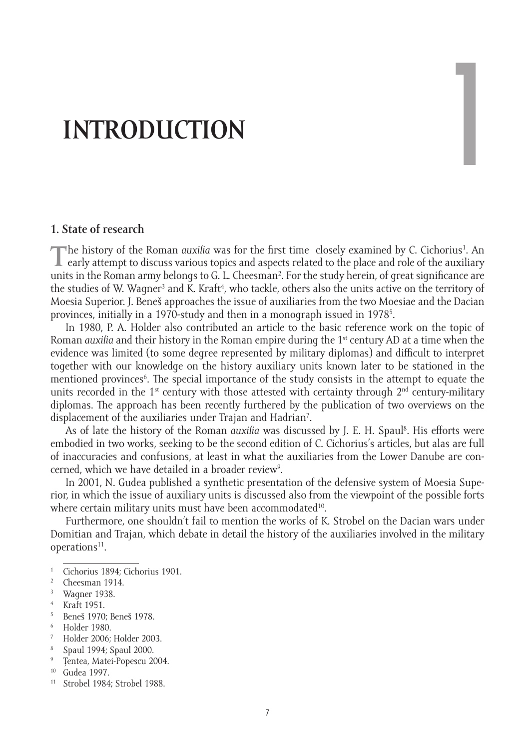# INTRODUCTION

## 1. State of research

The history of the Roman *auxilia* was for the first time closely examined by C. Cichorius[1]. An early attempt to discuss various topics and aspects related to the place and role of the auxiliary units in the Roman army belongs to G. L. Cheesman[2]. For the study herein, of great significance are the studies of W. Wagner[3] and K. Kraft[4], who tackle, others also the units active on the territory of Moesia Superior. J. Beneš approaches the issue of auxiliaries from the two Moesiae and the Dacian provinces, initially in a 1970-study and then in a monograph issued in 1978[5].

In 1980, P. A. Holder also contributed an article to the basic reference work on the topic of Roman *auxilia* and their history in the Roman empire during the 1st century AD at a time when the evidence was limited (to some degree represented by military diplomas) and difficult to interpret together with our knowledge on the history auxiliary units known later to be stationed in the mentioned provinces[6]. The special importance of the study consists in the attempt to equate the units recorded in the 1st century with those attested with certainty through 2nd century-military diplomas. The approach has been recently furthered by the publication of two overviews on the displacement of the auxiliaries under Trajan and Hadrian[7].

As of late the history of the Roman *auxilia* was discussed by J. E. H. Spaul[8]. His efforts were embodied in two works, seeking to be the second edition of C. Cichorius's articles, but alas are full of inaccuracies and confusions, at least in what the auxiliaries from the Lower Danube are concerned, which we have detailed in a broader review[9].

In 2001, N. Gudea published a synthetic presentation of the defensive system of Moesia Superior, in which the issue of auxiliary units is discussed also from the viewpoint of the possible forts where certain military units must have been accommodated[10].

Furthermore, one shouldn't fail to mention the works of K. Strobel on the Dacian wars under Domitian and Trajan, which debate in detail the history of the auxiliaries involved in the military operations[11].

---

1. Cichorius 1894; Cichorius 1901.
2. Cheesman 1914.
3. Wagner 1938.
4. Kraft 1951.
5. Beneš 1970; Beneš 1978.
6. Holder 1980.
7. Holder 2006; Holder 2003.
8. Spaul 1994; Spaul 2000.
9. Țentea, Matei-Popescu 2004.
10. Gudea 1997.
11. Strobel 1984; Strobel 1988.